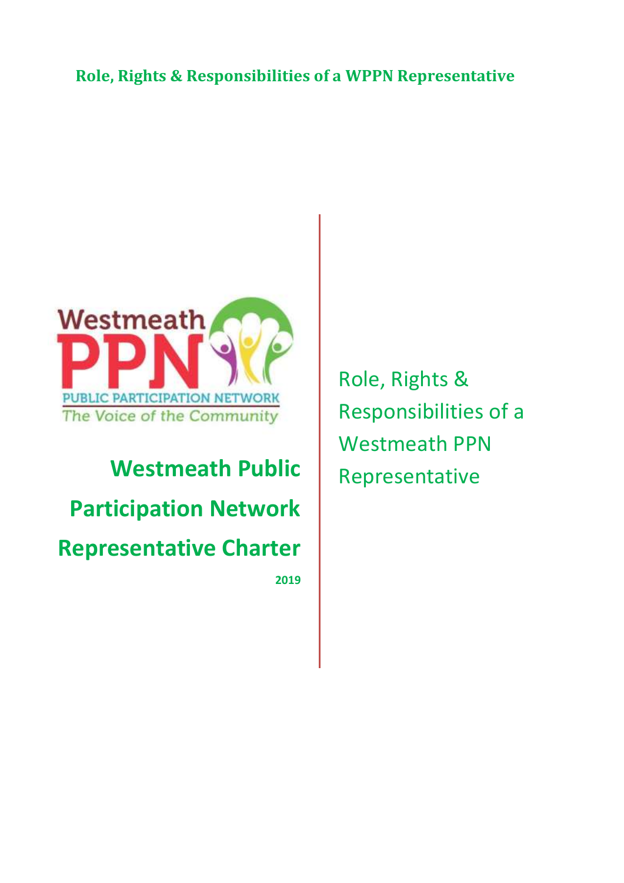**Role, Rights & Responsibilities of a WPPN Representative**

Westmeath PPN

PUBLIC PARTICIPATION NETWORK

The Voice of the Community

# Westmeath Public Participation Network Representative Charter

**2019**

Role, Rights & Responsibilities of a Westmeath PPN Representative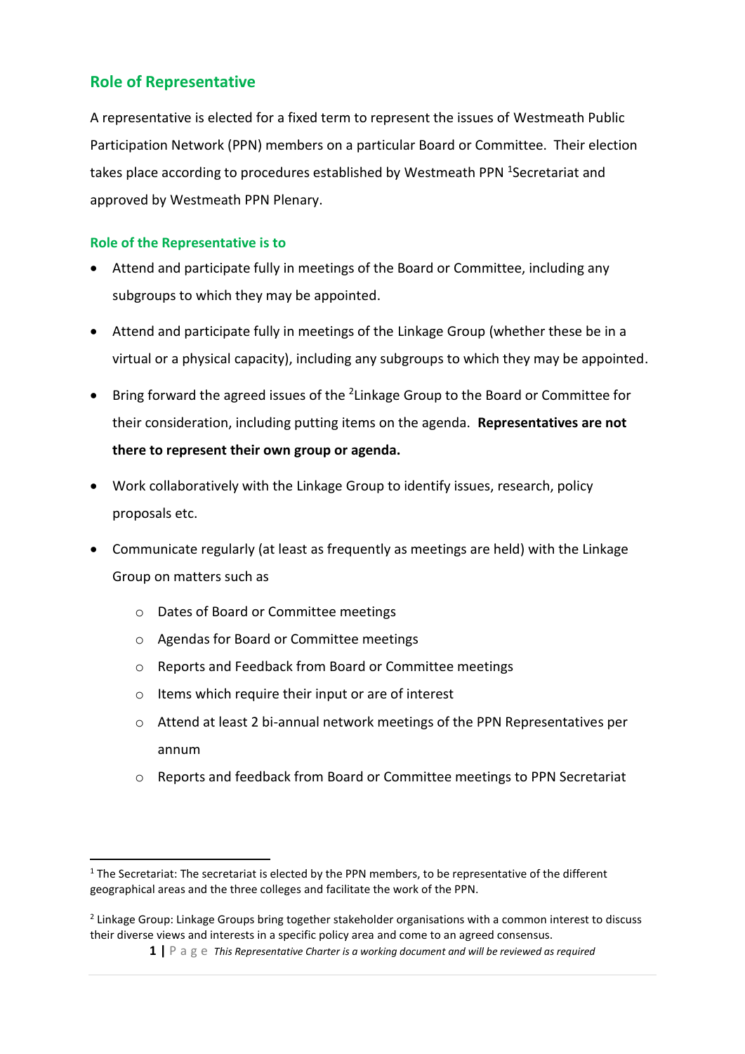## Role of Representative

A representative is elected for a fixed term to represent the issues of Westmeath Public Participation Network (PPN) members on a particular Board or Committee. Their election takes place according to procedures established by Westmeath PPN [1]Secretariat and approved by Westmeath PPN Plenary.

### Role of the Representative is to

- Attend and participate fully in meetings of the Board or Committee, including any subgroups to which they may be appointed.
- Attend and participate fully in meetings of the Linkage Group (whether these be in a virtual or a physical capacity), including any subgroups to which they may be appointed.
- Bring forward the agreed issues of the [2]Linkage Group to the Board or Committee for their consideration, including putting items on the agenda. **Representatives are not there to represent their own group or agenda.**
- Work collaboratively with the Linkage Group to identify issues, research, policy proposals etc.
- Communicate regularly (at least as frequently as meetings are held) with the Linkage Group on matters such as
  - Dates of Board or Committee meetings
  - Agendas for Board or Committee meetings
  - Reports and Feedback from Board or Committee meetings
  - Items which require their input or are of interest
  - Attend at least 2 bi-annual network meetings of the PPN Representatives per annum
  - Reports and feedback from Board or Committee meetings to PPN Secretariat

[1] The Secretariat: The secretariat is elected by the PPN members, to be representative of the different geographical areas and the three colleges and facilitate the work of the PPN.

[2] Linkage Group: Linkage Groups bring together stakeholder organisations with a common interest to discuss their diverse views and interests in a specific policy area and come to an agreed consensus.

*This Representative Charter is a working document and will be reviewed as required*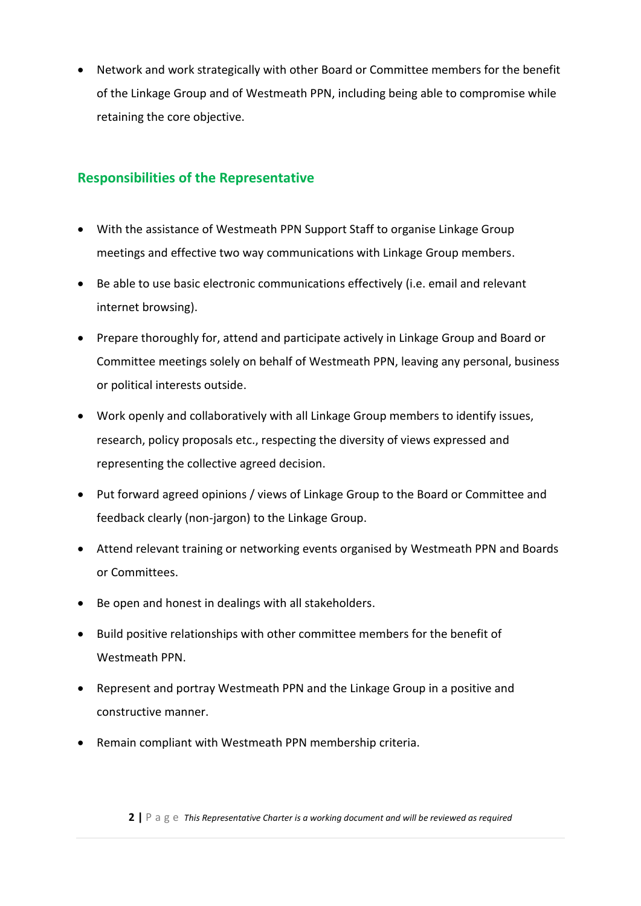- Network and work strategically with other Board or Committee members for the benefit of the Linkage Group and of Westmeath PPN, including being able to compromise while retaining the core objective.

## Responsibilities of the Representative

- With the assistance of Westmeath PPN Support Staff to organise Linkage Group meetings and effective two way communications with Linkage Group members.
- Be able to use basic electronic communications effectively (i.e. email and relevant internet browsing).
- Prepare thoroughly for, attend and participate actively in Linkage Group and Board or Committee meetings solely on behalf of Westmeath PPN, leaving any personal, business or political interests outside.
- Work openly and collaboratively with all Linkage Group members to identify issues, research, policy proposals etc., respecting the diversity of views expressed and representing the collective agreed decision.
- Put forward agreed opinions / views of Linkage Group to the Board or Committee and feedback clearly (non-jargon) to the Linkage Group.
- Attend relevant training or networking events organised by Westmeath PPN and Boards or Committees.
- Be open and honest in dealings with all stakeholders.
- Build positive relationships with other committee members for the benefit of Westmeath PPN.
- Represent and portray Westmeath PPN and the Linkage Group in a positive and constructive manner.
- Remain compliant with Westmeath PPN membership criteria.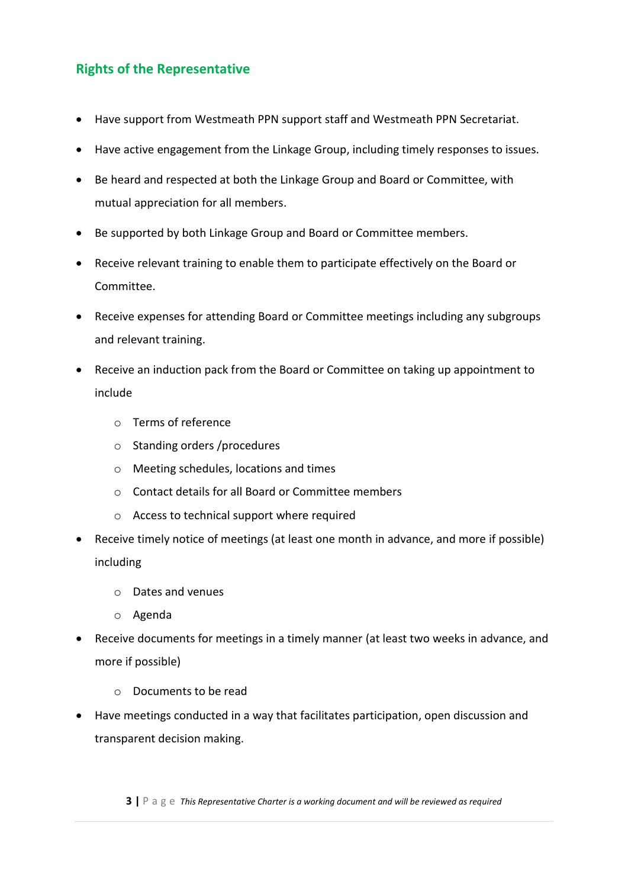## Rights of the Representative

- Have support from Westmeath PPN support staff and Westmeath PPN Secretariat.
- Have active engagement from the Linkage Group, including timely responses to issues.
- Be heard and respected at both the Linkage Group and Board or Committee, with mutual appreciation for all members.
- Be supported by both Linkage Group and Board or Committee members.
- Receive relevant training to enable them to participate effectively on the Board or Committee.
- Receive expenses for attending Board or Committee meetings including any subgroups and relevant training.
- Receive an induction pack from the Board or Committee on taking up appointment to include
  - Terms of reference
  - Standing orders /procedures
  - Meeting schedules, locations and times
  - Contact details for all Board or Committee members
  - Access to technical support where required
- Receive timely notice of meetings (at least one month in advance, and more if possible) including
  - Dates and venues
  - Agenda
- Receive documents for meetings in a timely manner (at least two weeks in advance, and more if possible)
  - Documents to be read
- Have meetings conducted in a way that facilitates participation, open discussion and transparent decision making.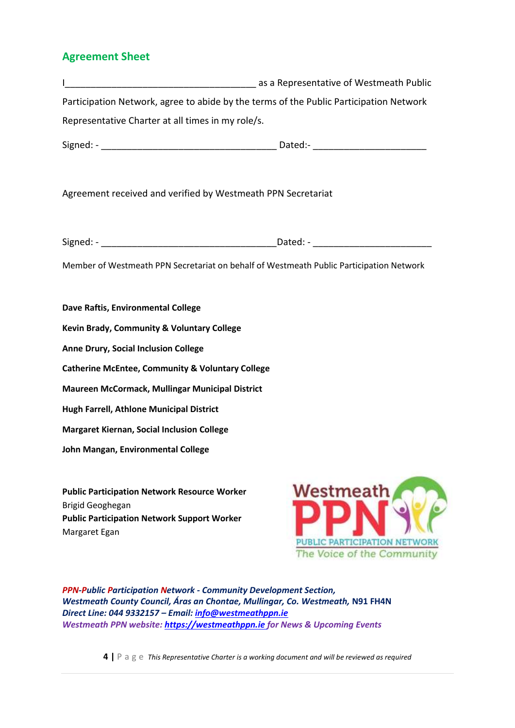## Agreement Sheet

I_____________________________________ as a Representative of Westmeath Public Participation Network, agree to abide by the terms of the Public Participation Network Representative Charter at all times in my role/s.

Signed: - __________________________________ Dated:- ______________________

Agreement received and verified by Westmeath PPN Secretariat

Signed: - __________________________________Dated: - _______________________

Member of Westmeath PPN Secretariat on behalf of Westmeath Public Participation Network

**Dave Raftis, Environmental College**

**Kevin Brady, Community & Voluntary College**

**Anne Drury, Social Inclusion College**

**Catherine McEntee, Community & Voluntary College**

**Maureen McCormack, Mullingar Municipal District**

**Hugh Farrell, Athlone Municipal District**

**Margaret Kiernan, Social Inclusion College**

**John Mangan, Environmental College**

**Public Participation Network Resource Worker**
Brigid Geoghegan
**Public Participation Network Support Worker**
Margaret Egan

Westmeath PPN
PUBLIC PARTICIPATION NETWORK
The Voice of the Community

***PPN-Public Participation Network - Community Development Section,***
***Westmeath County Council, Áras an Chontae, Mullingar, Co. Westmeath,*** **N91 FH4N**
***Direct Line: 044 9332157 – Email: info@westmeathppn.ie***
***Westmeath PPN website: https://westmeathppn.ie for News & Upcoming Events***

*This Representative Charter is a working document and will be reviewed as required*